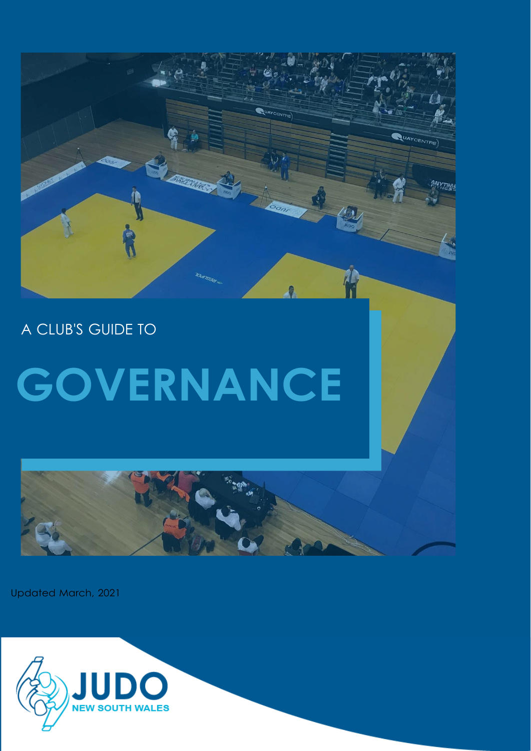A CLUB'S GUIDE TO

# GOVERNANCE

Updated March, 2021

JUDO NEW SOUTH WALES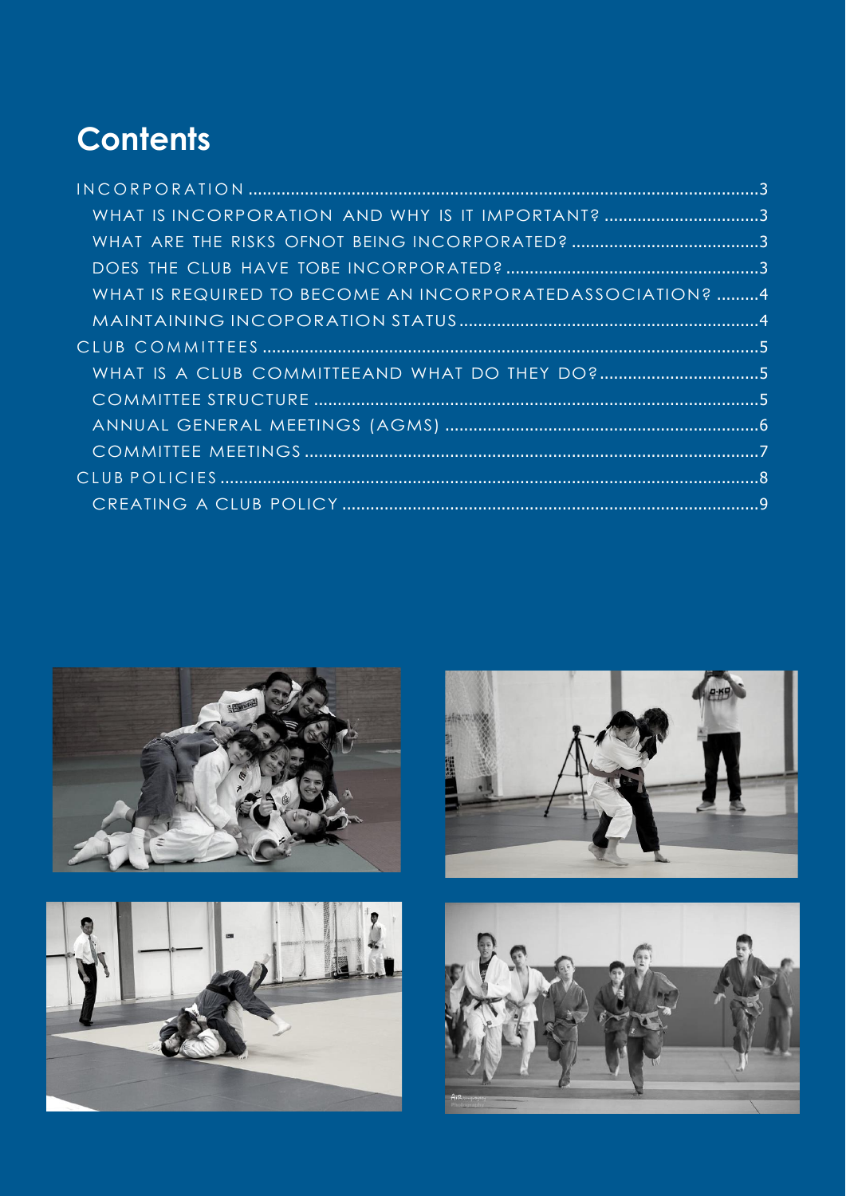# Contents

- INCORPORATION ........................................................................................................3
  - WHAT IS INCORPORATION AND WHY IS IT IMPORTANT? ................................3
  - WHAT ARE THE RISKS OFNOT BEING INCORPORATED? .......................................3
  - DOES THE CLUB HAVE TOBE INCORPORATED? .....................................................3
  - WHAT IS REQUIRED TO BECOME AN INCORPORATEDASSOCIATION? .........4
  - MAINTAINING INCOPORATION STATUS ..............................................................4
- CLUB COMMITTEES ....................................................................................................5
  - WHAT IS A CLUB COMMITTEEAND WHAT DO THEY DO? ................................5
  - COMMITTEE STRUCTURE ...........................................................................................5
  - ANNUAL GENERAL MEETINGS (AGMS) .................................................................6
  - COMMITTEE MEETINGS ..............................................................................................7
- CLUB POLICIES ..............................................................................................................8
  - CREATING A CLUB POLICY ......................................................................................9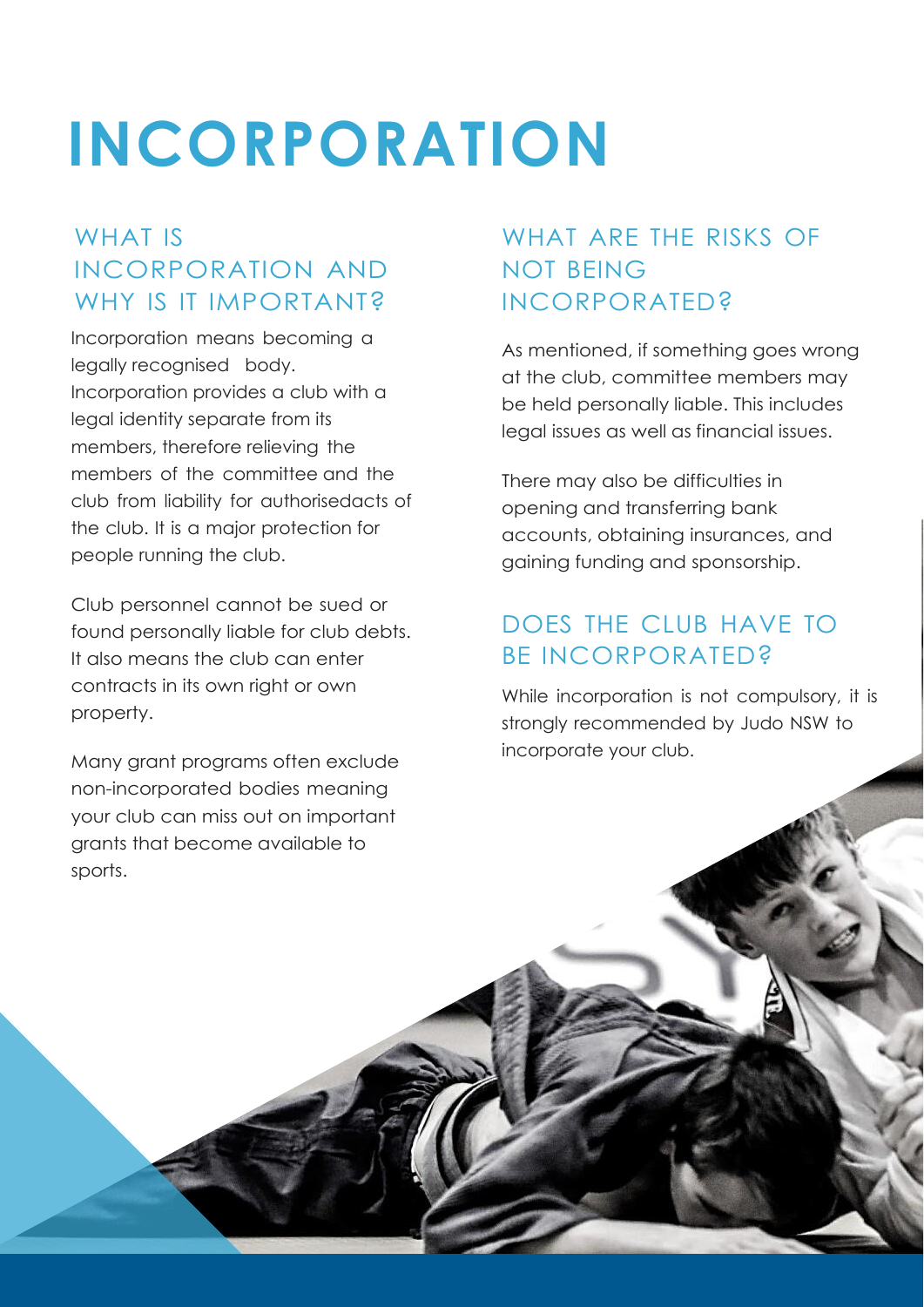# INCORPORATION

## WHAT IS INCORPORATION AND WHY IS IT IMPORTANT?

Incorporation means becoming a legally recognised body. Incorporation provides a club with a legal identity separate from its members, therefore relieving the members of the committee and the club from liability for authorisedacts of the club. It is a major protection for people running the club.

Club personnel cannot be sued or found personally liable for club debts. It also means the club can enter contracts in its own right or own property.

Many grant programs often exclude non-incorporated bodies meaning your club can miss out on important grants that become available to sports.

## WHAT ARE THE RISKS OF NOT BEING INCORPORATED?

As mentioned, if something goes wrong at the club, committee members may be held personally liable. This includes legal issues as well as financial issues.

There may also be difficulties in opening and transferring bank accounts, obtaining insurances, and gaining funding and sponsorship.

## DOES THE CLUB HAVE TO BE INCORPORATED?

While incorporation is not compulsory, it is strongly recommended by Judo NSW to incorporate your club.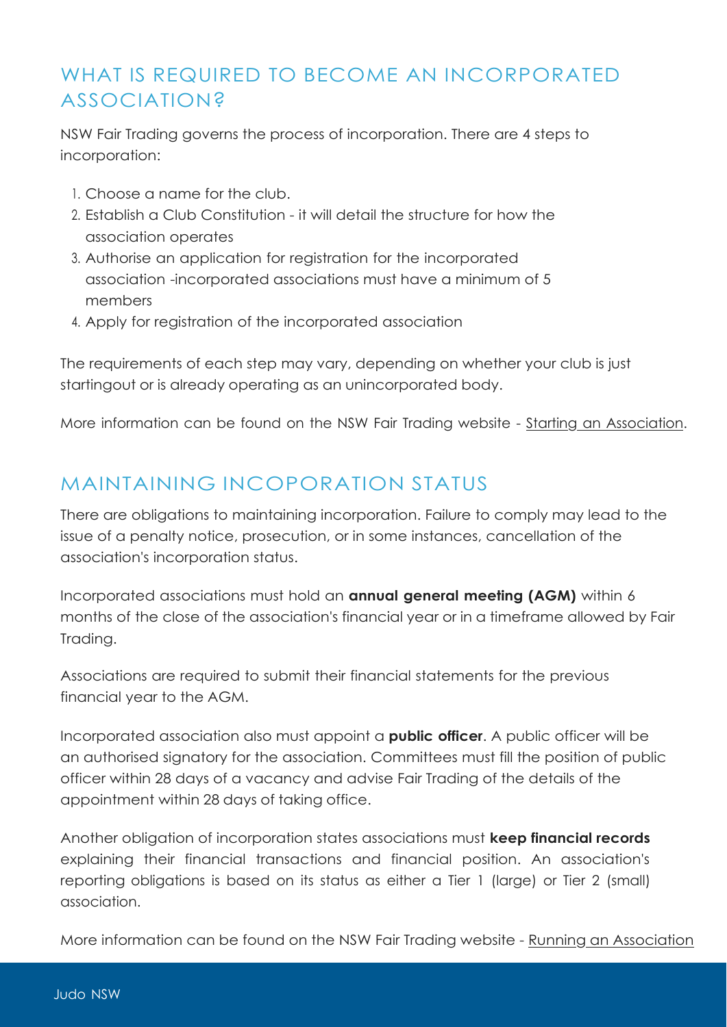## WHAT IS REQUIRED TO BECOME AN INCORPORATED ASSOCIATION?

NSW Fair Trading governs the process of incorporation. There are 4 steps to incorporation:

1. Choose a name for the club.
2. Establish a Club Constitution - it will detail the structure for how the association operates
3. Authorise an application for registration for the incorporated association -incorporated associations must have a minimum of 5 members
4. Apply for registration of the incorporated association

The requirements of each step may vary, depending on whether your club is just startingout or is already operating as an unincorporated body.

More information can be found on the NSW Fair Trading website - Starting an Association.

## MAINTAINING INCOPORATION STATUS

There are obligations to maintaining incorporation. Failure to comply may lead to the issue of a penalty notice, prosecution, or in some instances, cancellation of the association's incorporation status.

Incorporated associations must hold an **annual general meeting (AGM)** within 6 months of the close of the association's financial year or in a timeframe allowed by Fair Trading.

Associations are required to submit their financial statements for the previous financial year to the AGM.

Incorporated association also must appoint a **public officer**. A public officer will be an authorised signatory for the association. Committees must fill the position of public officer within 28 days of a vacancy and advise Fair Trading of the details of the appointment within 28 days of taking office.

Another obligation of incorporation states associations must **keep financial records** explaining their financial transactions and financial position. An association's reporting obligations is based on its status as either a Tier 1 (large) or Tier 2 (small) association.

More information can be found on the NSW Fair Trading website - Running an Association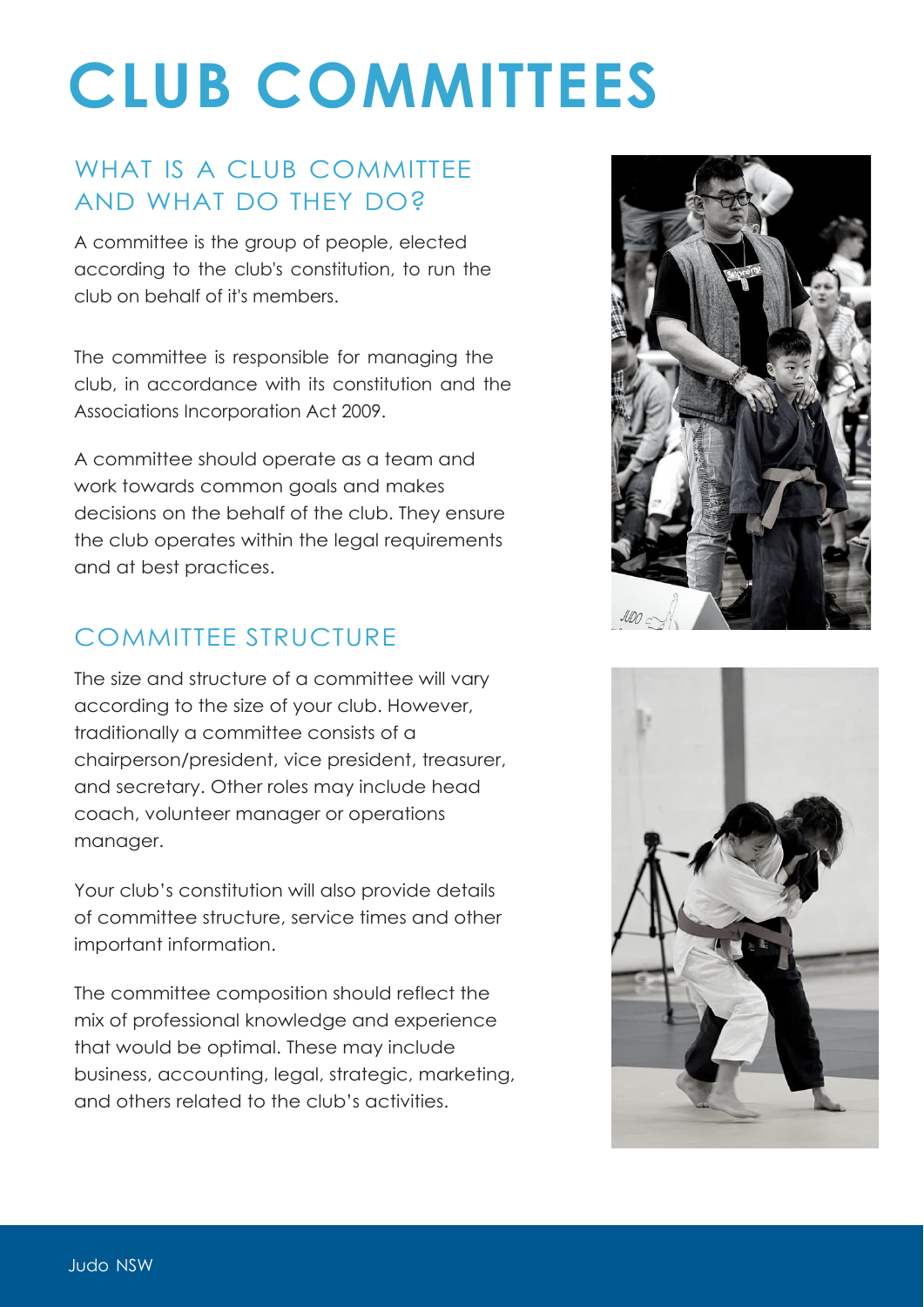# CLUB COMMITTEES

## WHAT IS A CLUB COMMITTEE AND WHAT DO THEY DO?

A committee is the group of people, elected according to the club's constitution, to run the club on behalf of it's members.

The committee is responsible for managing the club, in accordance with its constitution and the Associations Incorporation Act 2009.

A committee should operate as a team and work towards common goals and makes decisions on the behalf of the club. They ensure the club operates within the legal requirements and at best practices.

## COMMITTEE STRUCTURE

The size and structure of a committee will vary according to the size of your club. However, traditionally a committee consists of a chairperson/president, vice president, treasurer, and secretary. Other roles may include head coach, volunteer manager or operations manager.

Your club's constitution will also provide details of committee structure, service times and other important information.

The committee composition should reflect the mix of professional knowledge and experience that would be optimal. These may include business, accounting, legal, strategic, marketing, and others related to the club's activities.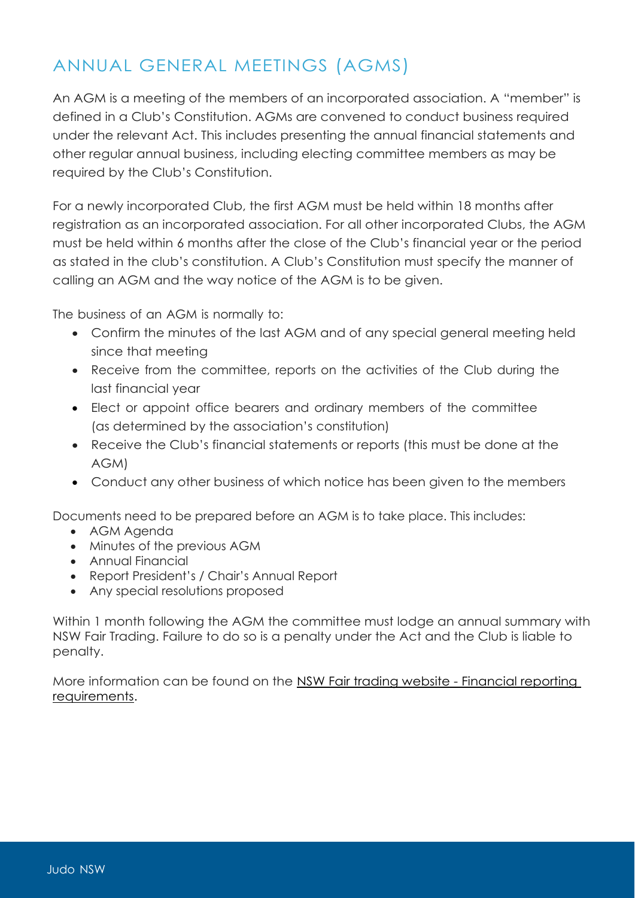## ANNUAL GENERAL MEETINGS (AGMS)

An AGM is a meeting of the members of an incorporated association. A "member" is defined in a Club's Constitution. AGMs are convened to conduct business required under the relevant Act. This includes presenting the annual financial statements and other regular annual business, including electing committee members as may be required by the Club's Constitution.

For a newly incorporated Club, the first AGM must be held within 18 months after registration as an incorporated association. For all other incorporated Clubs, the AGM must be held within 6 months after the close of the Club's financial year or the period as stated in the club's constitution. A Club's Constitution must specify the manner of calling an AGM and the way notice of the AGM is to be given.

The business of an AGM is normally to:

- Confirm the minutes of the last AGM and of any special general meeting held since that meeting
- Receive from the committee, reports on the activities of the Club during the last financial year
- Elect or appoint office bearers and ordinary members of the committee (as determined by the association's constitution)
- Receive the Club's financial statements or reports (this must be done at the AGM)
- Conduct any other business of which notice has been given to the members

Documents need to be prepared before an AGM is to take place. This includes:

- AGM Agenda
- Minutes of the previous AGM
- Annual Financial
- Report President's / Chair's Annual Report
- Any special resolutions proposed

Within 1 month following the AGM the committee must lodge an annual summary with NSW Fair Trading. Failure to do so is a penalty under the Act and the Club is liable to penalty.

More information can be found on the NSW Fair trading website - Financial reporting requirements.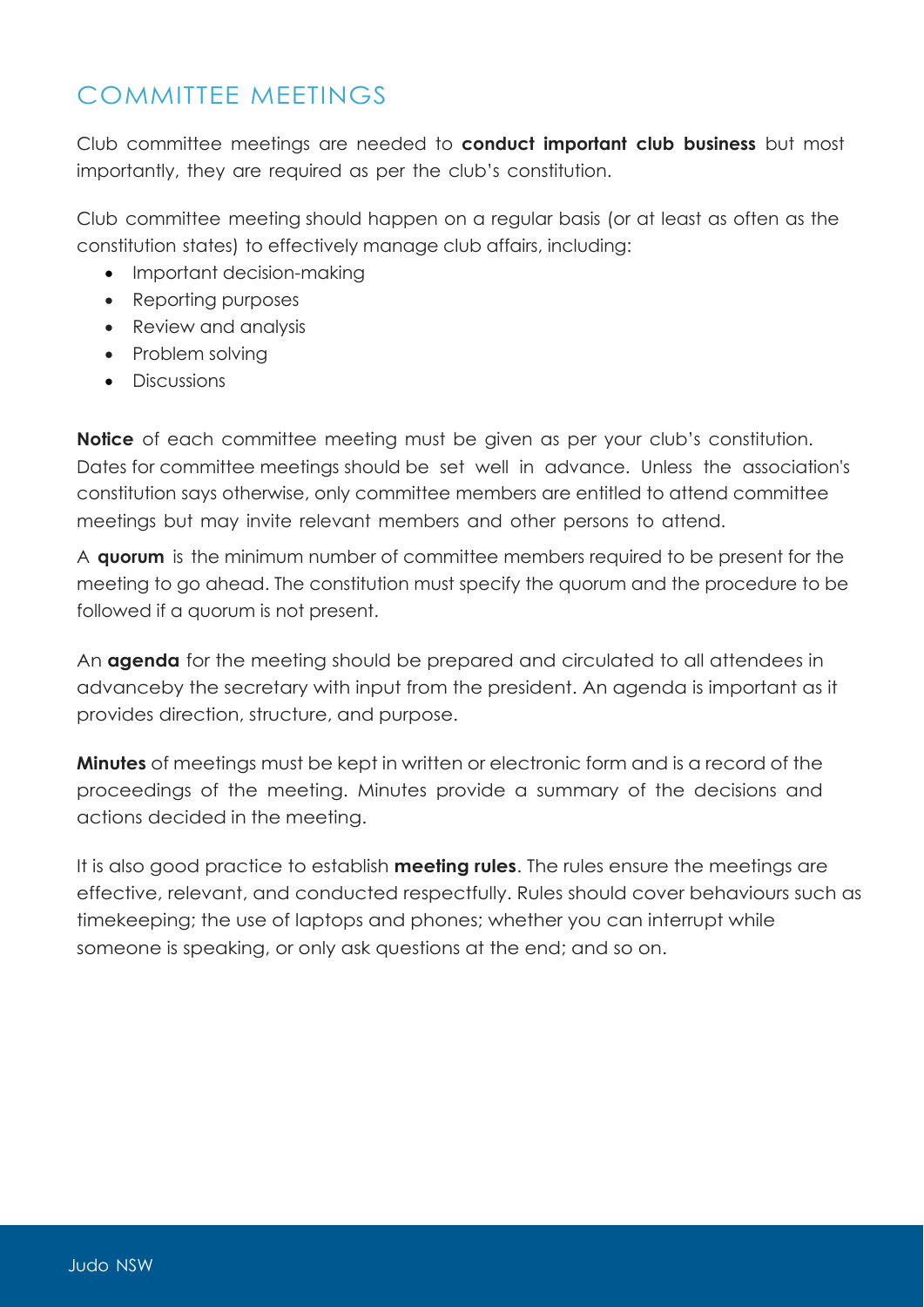## COMMITTEE MEETINGS

Club committee meetings are needed to **conduct important club business** but most importantly, they are required as per the club's constitution.

Club committee meeting should happen on a regular basis (or at least as often as the constitution states) to effectively manage club affairs, including:

- Important decision-making
- Reporting purposes
- Review and analysis
- Problem solving
- Discussions

**Notice** of each committee meeting must be given as per your club's constitution. Dates for committee meetings should be set well in advance. Unless the association's constitution says otherwise, only committee members are entitled to attend committee meetings but may invite relevant members and other persons to attend.

A **quorum** is the minimum number of committee members required to be present for the meeting to go ahead. The constitution must specify the quorum and the procedure to be followed if a quorum is not present.

An **agenda** for the meeting should be prepared and circulated to all attendees in advanceby the secretary with input from the president. An agenda is important as it provides direction, structure, and purpose.

**Minutes** of meetings must be kept in written or electronic form and is a record of the proceedings of the meeting. Minutes provide a summary of the decisions and actions decided in the meeting.

It is also good practice to establish **meeting rules**. The rules ensure the meetings are effective, relevant, and conducted respectfully. Rules should cover behaviours such as timekeeping; the use of laptops and phones; whether you can interrupt while someone is speaking, or only ask questions at the end; and so on.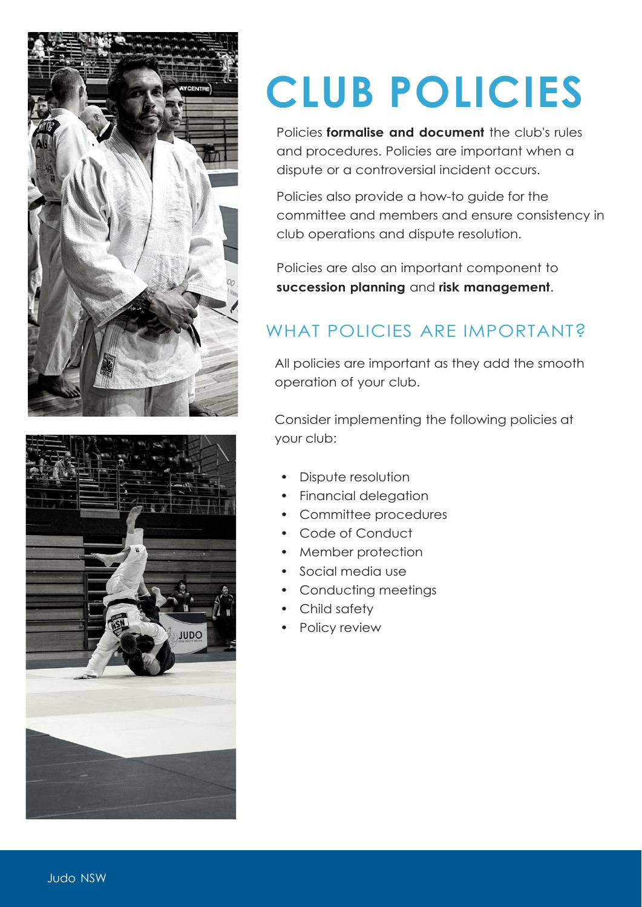# CLUB POLICIES

Policies **formalise and document** the club's rules and procedures. Policies are important when a dispute or a controversial incident occurs.

Policies also provide a how-to guide for the committee and members and ensure consistency in club operations and dispute resolution.

Policies are also an important component to **succession planning** and **risk management**.

## WHAT POLICIES ARE IMPORTANT?

All policies are important as they add the smooth operation of your club.

Consider implementing the following policies at your club:

- Dispute resolution
- Financial delegation
- Committee procedures
- Code of Conduct
- Member protection
- Social media use
- Conducting meetings
- Child safety
- Policy review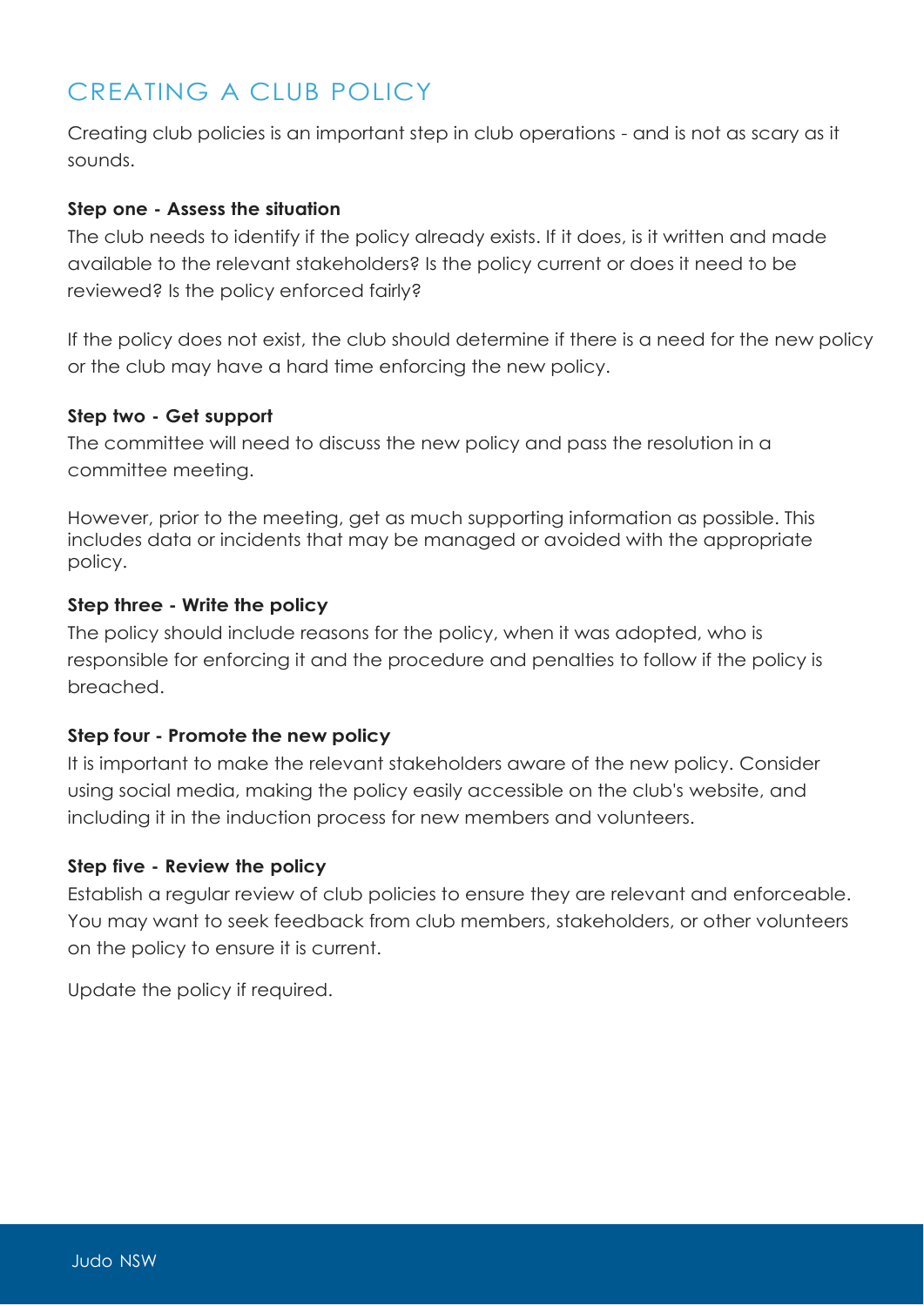# CREATING A CLUB POLICY

Creating club policies is an important step in club operations - and is not as scary as it sounds.

**Step one - Assess the situation**

The club needs to identify if the policy already exists. If it does, is it written and made available to the relevant stakeholders? Is the policy current or does it need to be reviewed? Is the policy enforced fairly?

If the policy does not exist, the club should determine if there is a need for the new policy or the club may have a hard time enforcing the new policy.

**Step two - Get support**

The committee will need to discuss the new policy and pass the resolution in a committee meeting.

However, prior to the meeting, get as much supporting information as possible. This includes data or incidents that may be managed or avoided with the appropriate policy.

**Step three - Write the policy**

The policy should include reasons for the policy, when it was adopted, who is responsible for enforcing it and the procedure and penalties to follow if the policy is breached.

**Step four - Promote the new policy**

It is important to make the relevant stakeholders aware of the new policy. Consider using social media, making the policy easily accessible on the club's website, and including it in the induction process for new members and volunteers.

**Step five - Review the policy**

Establish a regular review of club policies to ensure they are relevant and enforceable. You may want to seek feedback from club members, stakeholders, or other volunteers on the policy to ensure it is current.

Update the policy if required.